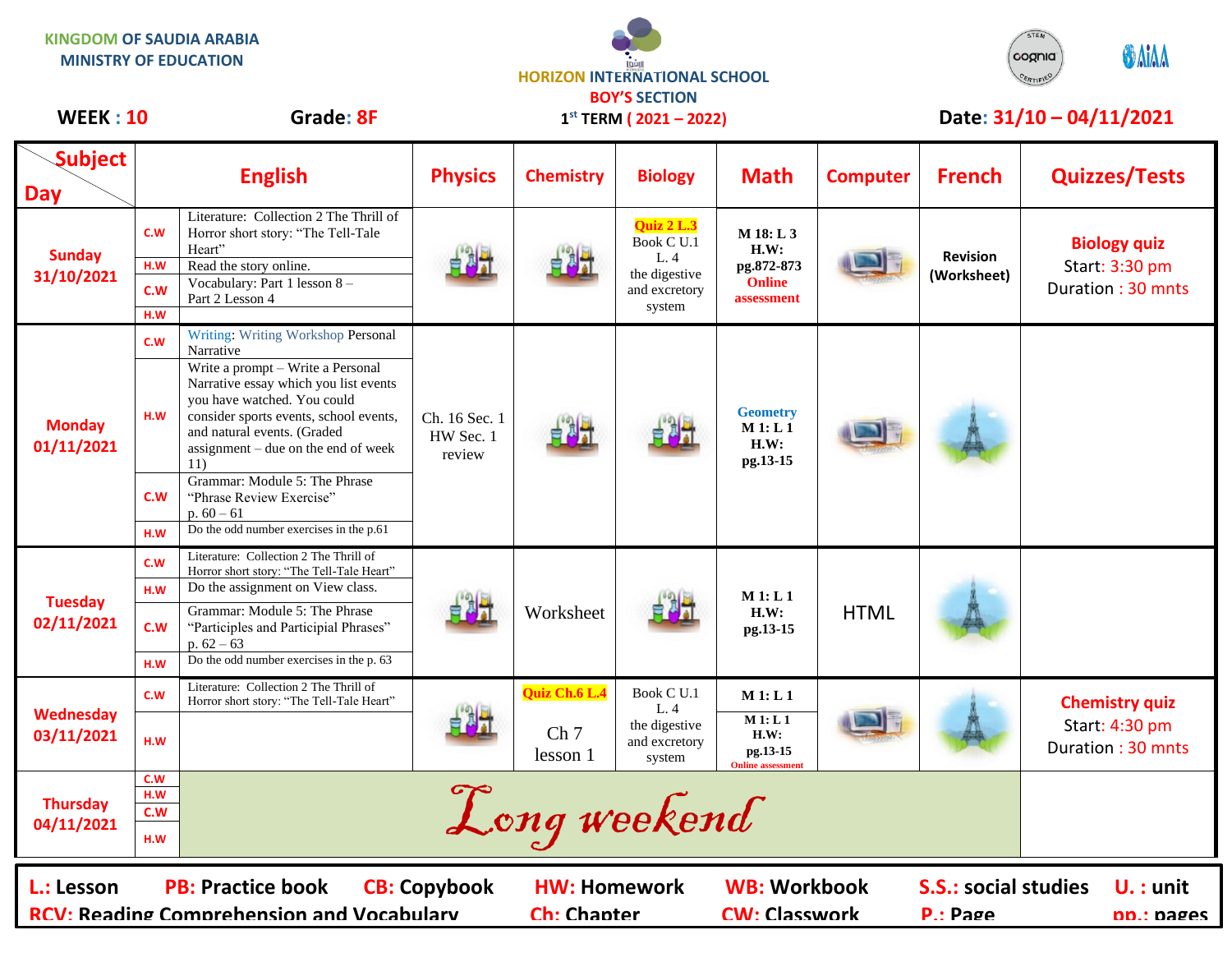KINGDOM OF SAUDIA ARABIA
MINISTRY OF EDUCATION

HORIZON INTERNATIONAL SCHOOL
BOY'S SECTION
1st TERM ( 2021 – 2022)

**WEEK : 10** **Grade: 8F** **Date: 31/10 – 04/11/2021**

| Day \ Subject | | English | Physics | Chemistry | Biology | Math | Computer | French | Quizzes/Tests |
|---|---|---|---|---|---|---|---|---|---|
| **Sunday 31/10/2021** | C.W | Literature: Collection 2 The Thrill of Horror short story: "The Tell-Tale Heart" | | | Quiz 2 L.3 Book C U.1 L. 4 the digestive and excretory system | M 18: L 3 H.W: pg.872-873 Online assessment | | Revision (Worksheet) | **Biology quiz** Start: 3:30 pm Duration : 30 mnts |
| | H.W | Read the story online. | | | | | | | |
| | C.W | Vocabulary: Part 1 lesson 8 – Part 2 Lesson 4 | | | | | | | |
| | H.W | | | | | | | | |
| **Monday 01/11/2021** | C.W | Writing: Writing Workshop Personal Narrative | Ch. 16 Sec. 1 HW Sec. 1 review | | | Geometry M 1: L 1 H.W: pg.13-15 | | | |
| | H.W | Write a prompt – Write a Personal Narrative essay which you list events you have watched. You could consider sports events, school events, and natural events. (Graded assignment – due on the end of week 11) | | | | | | | |
| | C.W | Grammar: Module 5: The Phrase "Phrase Review Exercise" p. 60 – 61 | | | | | | | |
| | H.W | Do the odd number exercises in the p.61 | | | | | | | |
| **Tuesday 02/11/2021** | C.W | Literature: Collection 2 The Thrill of Horror short story: "The Tell-Tale Heart" | | Worksheet | | M 1: L 1 H.W: pg.13-15 | HTML | | |
| | H.W | Do the assignment on View class. | | | | | | | |
| | C.W | Grammar: Module 5: The Phrase "Participles and Participial Phrases" p. 62 – 63 | | | | | | | |
| | H.W | Do the odd number exercises in the p. 63 | | | | | | | |
| **Wednesday 03/11/2021** | C.W | Literature: Collection 2 The Thrill of Horror short story: "The Tell-Tale Heart" | | Quiz Ch.6 L.4 Ch 7 lesson 1 | Book C U.1 L. 4 the digestive and excretory system | M 1: L 1 | | | **Chemistry quiz** Start: 4:30 pm Duration : 30 mnts |
| | H.W | | | | | M 1: L 1 H.W: pg.13-15 Online assessment | | | |
| **Thursday 04/11/2021** | C.W | *Long weekend* | | | | | | | |
| | H.W | | | | | | | | |
| | C.W | | | | | | | | |
| | H.W | | | | | | | | |

**L.: Lesson** **PB: Practice book** **CB: Copybook** **HW: Homework** **WB: Workbook** **S.S.: social studies** **U. : unit**
**RCV: Reading Comprehension and Vocabulary** **Ch: Chapter** **CW: Classwork** **P.: Page** **pp.: pages**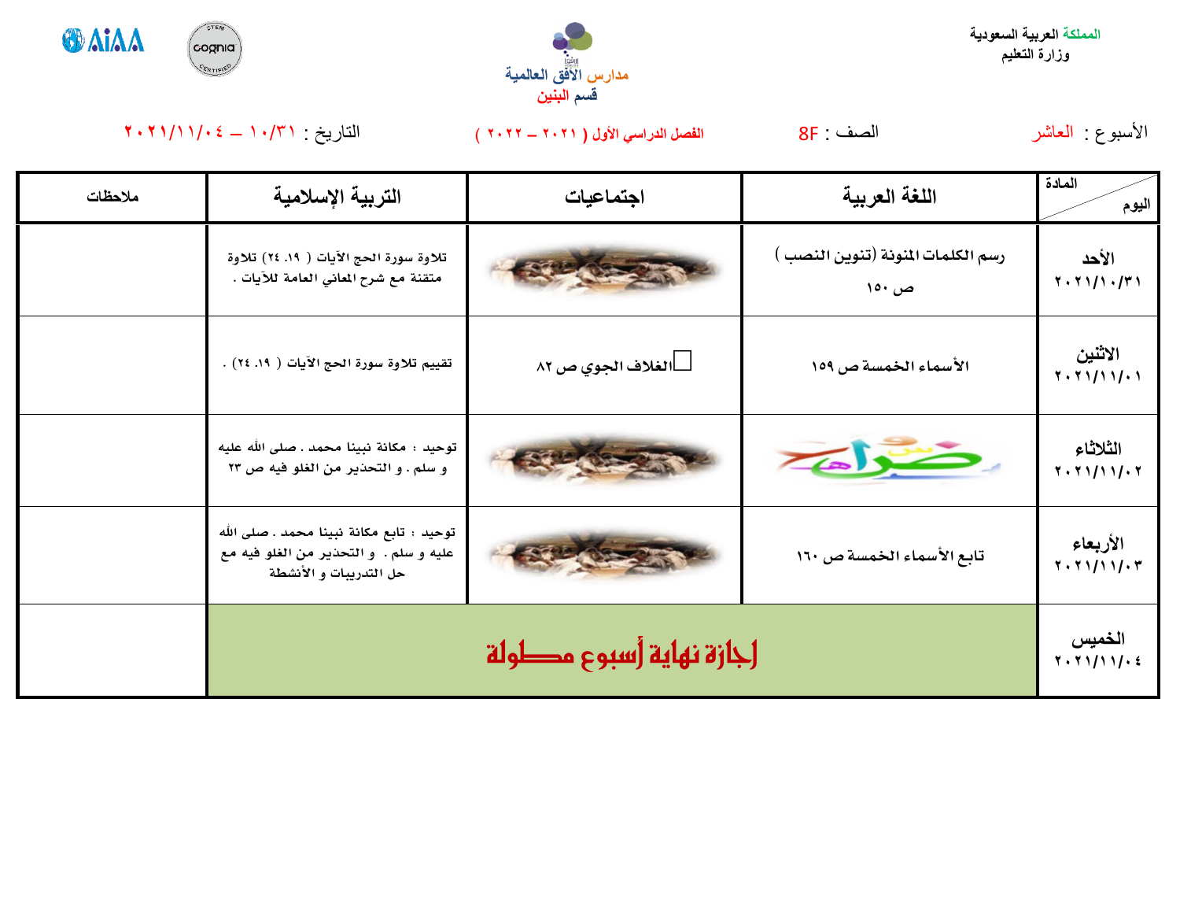المملكة العربية السعودية
وزارة التعليم

مدارس الأفق العالمية
قسم البنين

الأسبوع : العاشر | الصف : 8F | الفصل الدراسي الأول ( ٢٠٢١ – ٢٠٢٢ ) | التاريخ : ١٠/٣١ – ٢٠٢١/١١/٠٤

| اليوم / المادة | اللغة العربية | اجتماعيات | التربية الإسلامية | ملاحظات |
|---|---|---|---|---|
| الأحد ٢٠٢١/١٠/٣١ | رسم الكلمات المنونة (تنوين النصب ) ص ١٥٠ | | تلاوة سورة الحج الآيات ( ١٩. ٢٤) تلاوة متقنة مع شرح المعاني العامة للآيات . | |
| الاثنين ٢٠٢١/١١/٠١ | الأسماء الخمسة ص ١٥٩ | الغلاف الجوي ص ٨٢ | تقييم تلاوة سورة الحج الآيات ( ١٩. ٢٤) . | |
| الثلاثاء ٢٠٢١/١١/٠٢ | | | توحيد : مكانة نبينا محمد . صلى الله عليه و سلم . و التحذير من الغلو فيه ص ٢٣ | |
| الأربعاء ٢٠٢١/١١/٠٣ | تابع الأسماء الخمسة ص ١٦٠ | | توحيد : تابع مكانة نبينا محمد . صلى الله عليه و سلم . و التحذير من الغلو فيه مع حل التدريبات و الأنشطة | |
| الخميس ٢٠٢١/١١/٠٤ | إجازة نهاية أسبوع مطولة | | | |